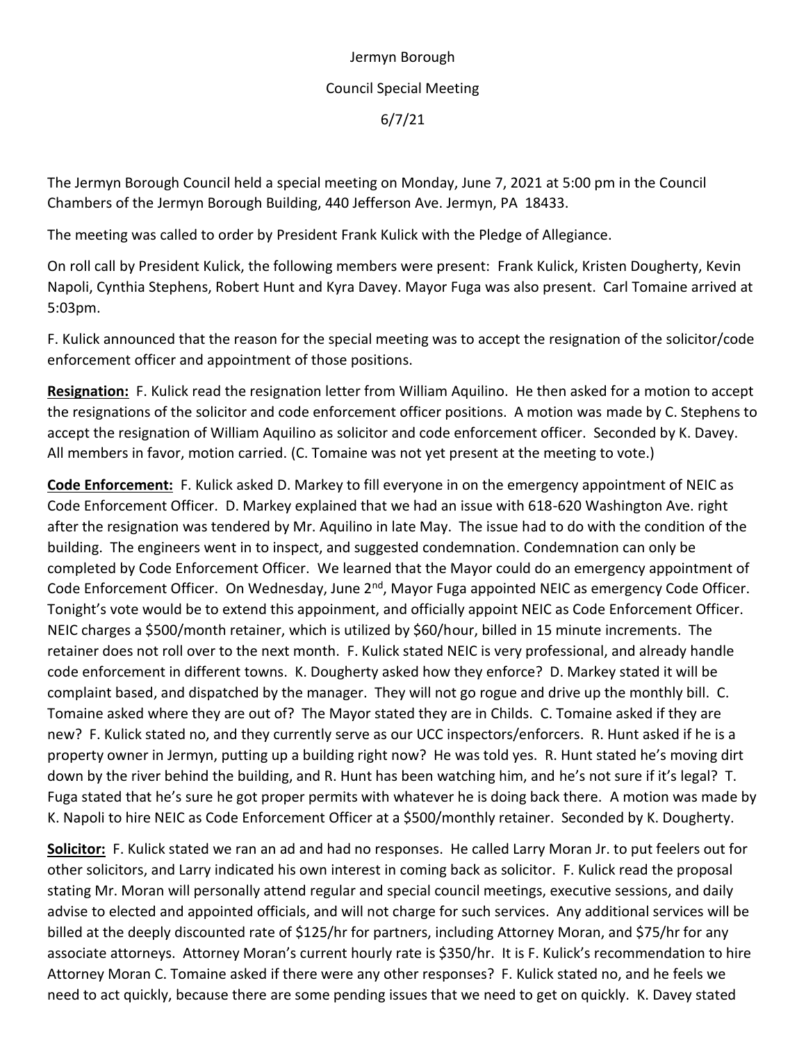Jermyn Borough

Council Special Meeting

6/7/21

The Jermyn Borough Council held a special meeting on Monday, June 7, 2021 at 5:00 pm in the Council Chambers of the Jermyn Borough Building, 440 Jefferson Ave. Jermyn, PA 18433.

The meeting was called to order by President Frank Kulick with the Pledge of Allegiance.

On roll call by President Kulick, the following members were present: Frank Kulick, Kristen Dougherty, Kevin Napoli, Cynthia Stephens, Robert Hunt and Kyra Davey. Mayor Fuga was also present. Carl Tomaine arrived at 5:03pm.

F. Kulick announced that the reason for the special meeting was to accept the resignation of the solicitor/code enforcement officer and appointment of those positions.

**Resignation:** F. Kulick read the resignation letter from William Aquilino. He then asked for a motion to accept the resignations of the solicitor and code enforcement officer positions. A motion was made by C. Stephens to accept the resignation of William Aquilino as solicitor and code enforcement officer. Seconded by K. Davey. All members in favor, motion carried. (C. Tomaine was not yet present at the meeting to vote.)

**Code Enforcement:** F. Kulick asked D. Markey to fill everyone in on the emergency appointment of NEIC as Code Enforcement Officer. D. Markey explained that we had an issue with 618-620 Washington Ave. right after the resignation was tendered by Mr. Aquilino in late May. The issue had to do with the condition of the building. The engineers went in to inspect, and suggested condemnation. Condemnation can only be completed by Code Enforcement Officer. We learned that the Mayor could do an emergency appointment of Code Enforcement Officer. On Wednesday, June 2nd, Mayor Fuga appointed NEIC as emergency Code Officer. Tonight's vote would be to extend this appoinment, and officially appoint NEIC as Code Enforcement Officer. NEIC charges a $500/month retainer, which is utilized by $60/hour, billed in 15 minute increments. The retainer does not roll over to the next month. F. Kulick stated NEIC is very professional, and already handle code enforcement in different towns. K. Dougherty asked how they enforce? D. Markey stated it will be complaint based, and dispatched by the manager. They will not go rogue and drive up the monthly bill. C. Tomaine asked where they are out of? The Mayor stated they are in Childs. C. Tomaine asked if they are new? F. Kulick stated no, and they currently serve as our UCC inspectors/enforcers. R. Hunt asked if he is a property owner in Jermyn, putting up a building right now? He was told yes. R. Hunt stated he's moving dirt down by the river behind the building, and R. Hunt has been watching him, and he's not sure if it's legal? T. Fuga stated that he's sure he got proper permits with whatever he is doing back there. A motion was made by K. Napoli to hire NEIC as Code Enforcement Officer at a $500/monthly retainer. Seconded by K. Dougherty.

**Solicitor:** F. Kulick stated we ran an ad and had no responses. He called Larry Moran Jr. to put feelers out for other solicitors, and Larry indicated his own interest in coming back as solicitor. F. Kulick read the proposal stating Mr. Moran will personally attend regular and special council meetings, executive sessions, and daily advise to elected and appointed officials, and will not charge for such services. Any additional services will be billed at the deeply discounted rate of $125/hr for partners, including Attorney Moran, and $75/hr for any associate attorneys. Attorney Moran's current hourly rate is $350/hr. It is F. Kulick's recommendation to hire Attorney Moran C. Tomaine asked if there were any other responses? F. Kulick stated no, and he feels we need to act quickly, because there are some pending issues that we need to get on quickly. K. Davey stated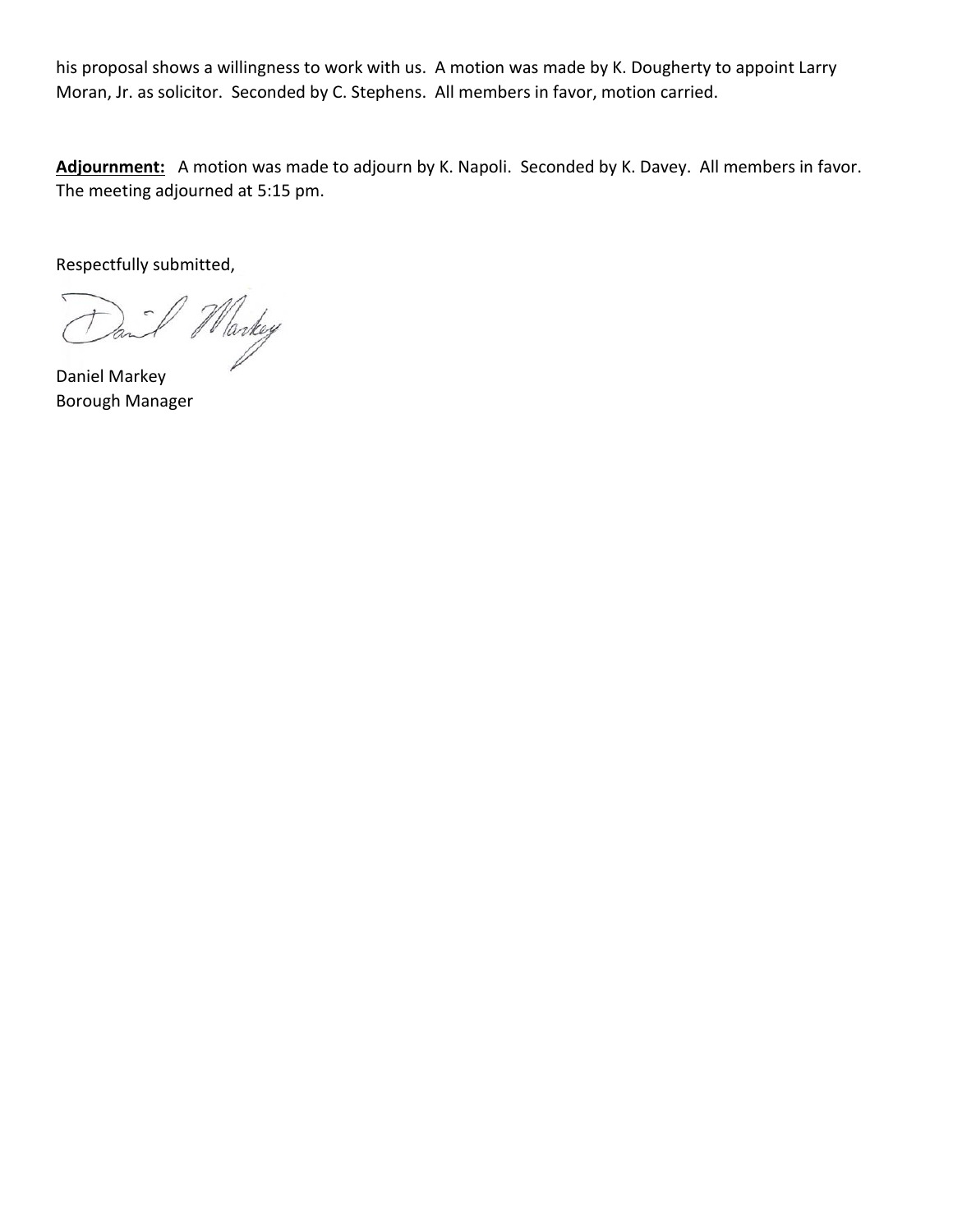his proposal shows a willingness to work with us. A motion was made by K. Dougherty to appoint Larry Moran, Jr. as solicitor. Seconded by C. Stephens. All members in favor, motion carried.

**Adjournment:** A motion was made to adjourn by K. Napoli. Seconded by K. Davey. All members in favor. The meeting adjourned at 5:15 pm.

Respectfully submitted,

Daniel Markey
Borough Manager